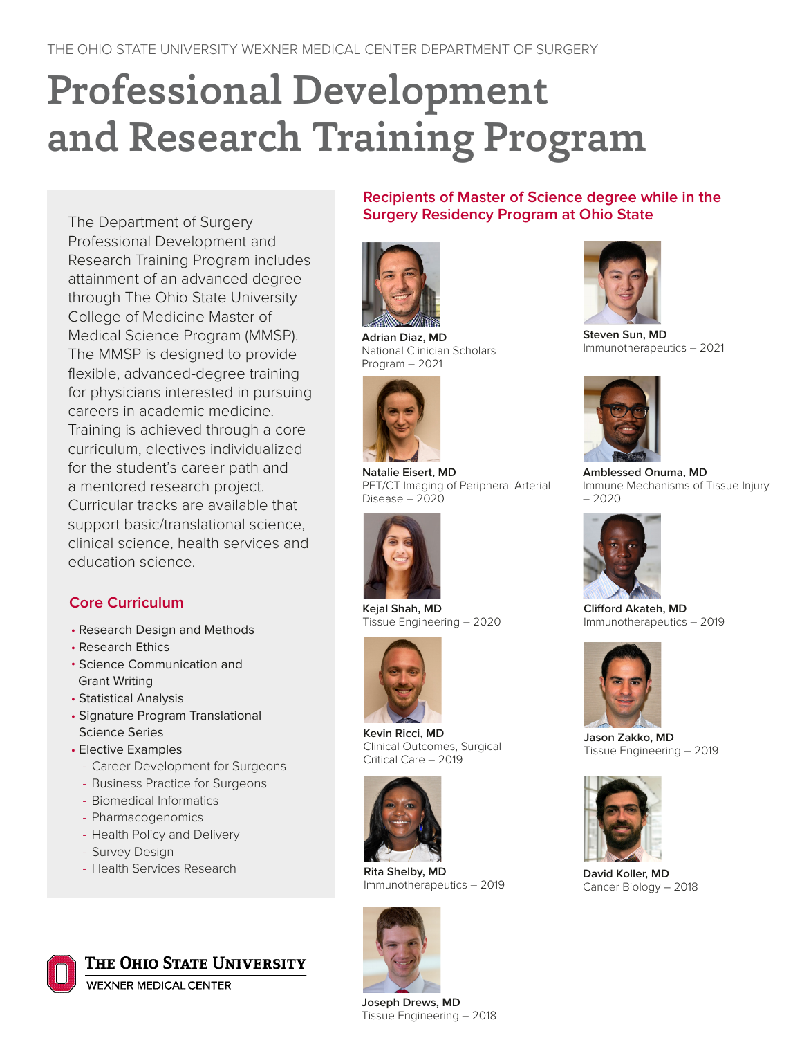THE OHIO STATE UNIVERSITY WEXNER MEDICAL CENTER DEPARTMENT OF SURGERY

# Professional Development and Research Training Program

The Department of Surgery Professional Development and Research Training Program includes attainment of an advanced degree through The Ohio State University College of Medicine Master of Medical Science Program (MMSP). The MMSP is designed to provide flexible, advanced-degree training for physicians interested in pursuing careers in academic medicine. Training is achieved through a core curriculum, electives individualized for the student's career path and a mentored research project. Curricular tracks are available that support basic/translational science, clinical science, health services and education science.

## Core Curriculum

- Research Design and Methods
- Research Ethics
- Science Communication and Grant Writing
- Statistical Analysis
- Signature Program Translational Science Series
- Elective Examples
  - Career Development for Surgeons
  - Business Practice for Surgeons
  - Biomedical Informatics
  - Pharmacogenomics
  - Health Policy and Delivery
  - Survey Design
  - Health Services Research

## Recipients of Master of Science degree while in the Surgery Residency Program at Ohio State

**Adrian Diaz, MD**
National Clinician Scholars Program – 2021

**Steven Sun, MD**
Immunotherapeutics – 2021

**Natalie Eisert, MD**
PET/CT Imaging of Peripheral Arterial Disease – 2020

**Amblessed Onuma, MD**
Immune Mechanisms of Tissue Injury – 2020

**Kejal Shah, MD**
Tissue Engineering – 2020

**Clifford Akateh, MD**
Immunotherapeutics – 2019

**Kevin Ricci, MD**
Clinical Outcomes, Surgical Critical Care – 2019

**Jason Zakko, MD**
Tissue Engineering – 2019

**Rita Shelby, MD**
Immunotherapeutics – 2019

**David Koller, MD**
Cancer Biology – 2018

**Joseph Drews, MD**
Tissue Engineering – 2018

The Ohio State University
WEXNER MEDICAL CENTER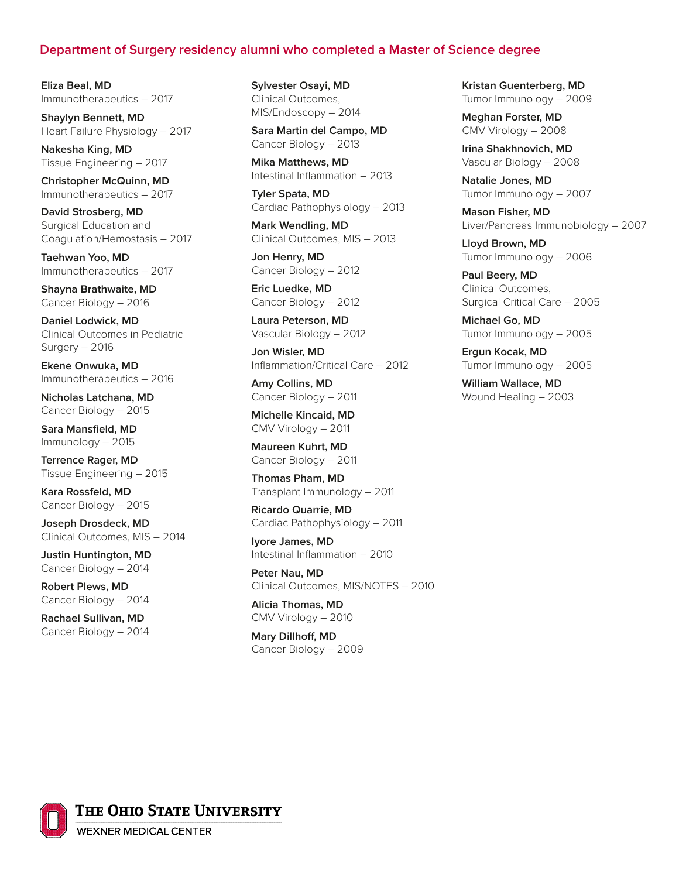## Department of Surgery residency alumni who completed a Master of Science degree

**Eliza Beal, MD**
Immunotherapeutics – 2017

**Shaylyn Bennett, MD**
Heart Failure Physiology – 2017

**Nakesha King, MD**
Tissue Engineering – 2017

**Christopher McQuinn, MD**
Immunotherapeutics – 2017

**David Strosberg, MD**
Surgical Education and Coagulation/Hemostasis – 2017

**Taehwan Yoo, MD**
Immunotherapeutics – 2017

**Shayna Brathwaite, MD**
Cancer Biology – 2016

**Daniel Lodwick, MD**
Clinical Outcomes in Pediatric Surgery – 2016

**Ekene Onwuka, MD**
Immunotherapeutics – 2016

**Nicholas Latchana, MD**
Cancer Biology – 2015

**Sara Mansfield, MD**
Immunology – 2015

**Terrence Rager, MD**
Tissue Engineering – 2015

**Kara Rossfeld, MD**
Cancer Biology – 2015

**Joseph Drosdeck, MD**
Clinical Outcomes, MIS – 2014

**Justin Huntington, MD**
Cancer Biology – 2014

**Robert Plews, MD**
Cancer Biology – 2014

**Rachael Sullivan, MD**
Cancer Biology – 2014

**Sylvester Osayi, MD**
Clinical Outcomes, MIS/Endoscopy – 2014

**Sara Martin del Campo, MD**
Cancer Biology – 2013

**Mika Matthews, MD**
Intestinal Inflammation – 2013

**Tyler Spata, MD**
Cardiac Pathophysiology – 2013

**Mark Wendling, MD**
Clinical Outcomes, MIS – 2013

**Jon Henry, MD**
Cancer Biology – 2012

**Eric Luedke, MD**
Cancer Biology – 2012

**Laura Peterson, MD**
Vascular Biology – 2012

**Jon Wisler, MD**
Inflammation/Critical Care – 2012

**Amy Collins, MD**
Cancer Biology – 2011

**Michelle Kincaid, MD**
CMV Virology – 2011

**Maureen Kuhrt, MD**
Cancer Biology – 2011

**Thomas Pham, MD**
Transplant Immunology – 2011

**Ricardo Quarrie, MD**
Cardiac Pathophysiology – 2011

**Iyore James, MD**
Intestinal Inflammation – 2010

**Peter Nau, MD**
Clinical Outcomes, MIS/NOTES – 2010

**Alicia Thomas, MD**
CMV Virology – 2010

**Mary Dillhoff, MD**
Cancer Biology – 2009

**Kristan Guenterberg, MD**
Tumor Immunology – 2009

**Meghan Forster, MD**
CMV Virology – 2008

**Irina Shakhnovich, MD**
Vascular Biology – 2008

**Natalie Jones, MD**
Tumor Immunology – 2007

**Mason Fisher, MD**
Liver/Pancreas Immunobiology – 2007

**Lloyd Brown, MD**
Tumor Immunology – 2006

**Paul Beery, MD**
Clinical Outcomes, Surgical Critical Care – 2005

**Michael Go, MD**
Tumor Immunology – 2005

**Ergun Kocak, MD**
Tumor Immunology – 2005

**William Wallace, MD**
Wound Healing – 2003

The Ohio State University
WEXNER MEDICAL CENTER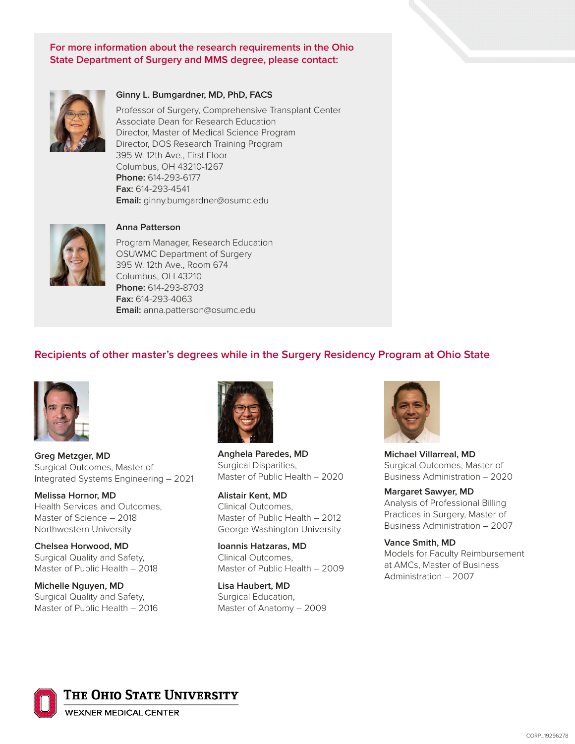**For more information about the research requirements in the Ohio State Department of Surgery and MMS degree, please contact:**

**Ginny L. Bumgardner, MD, PhD, FACS**
Professor of Surgery, Comprehensive Transplant Center
Associate Dean for Research Education
Director, Master of Medical Science Program
Director, DOS Research Training Program
395 W. 12th Ave., First Floor
Columbus, OH 43210-1267
**Phone:** 614-293-6177
**Fax:** 614-293-4541
**Email:** ginny.bumgardner@osumc.edu

**Anna Patterson**
Program Manager, Research Education
OSUWMC Department of Surgery
395 W. 12th Ave., Room 674
Columbus, OH 43210
**Phone:** 614-293-8703
**Fax:** 614-293-4063
**Email:** anna.patterson@osumc.edu

## Recipients of other master's degrees while in the Surgery Residency Program at Ohio State

**Greg Metzger, MD**
Surgical Outcomes, Master of Integrated Systems Engineering – 2021

**Melissa Hornor, MD**
Health Services and Outcomes, Master of Science – 2018
Northwestern University

**Chelsea Horwood, MD**
Surgical Quality and Safety, Master of Public Health – 2018

**Michelle Nguyen, MD**
Surgical Quality and Safety, Master of Public Health – 2016

**Anghela Paredes, MD**
Surgical Disparities, Master of Public Health – 2020

**Alistair Kent, MD**
Clinical Outcomes, Master of Public Health – 2012
George Washington University

**Ioannis Hatzaras, MD**
Clinical Outcomes, Master of Public Health – 2009

**Lisa Haubert, MD**
Surgical Education, Master of Anatomy – 2009

**Michael Villarreal, MD**
Surgical Outcomes, Master of Business Administration – 2020

**Margaret Sawyer, MD**
Analysis of Professional Billing Practices in Surgery, Master of Business Administration – 2007

**Vance Smith, MD**
Models for Faculty Reimbursement at AMCs, Master of Business Administration – 2007

THE OHIO STATE UNIVERSITY
WEXNER MEDICAL CENTER

CORP_19296278